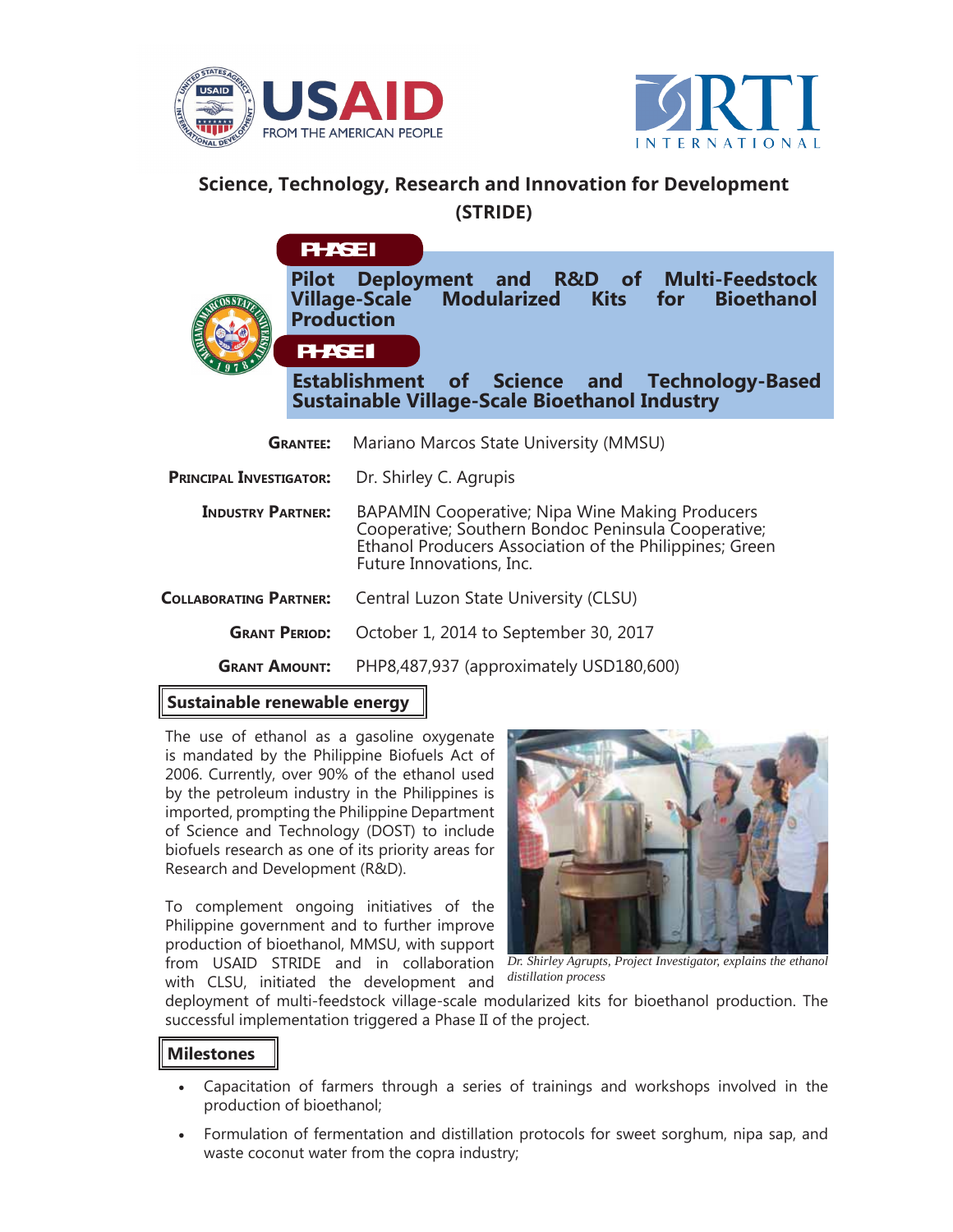# Science, Technology, Research and Innovation for Development (STRIDE)

**PHASE I**

## Pilot Deployment and R&D of Multi-Feedstock Village-Scale Modularized Kits for Bioethanol Production

**PHASE II**

## Establishment of Science and Technology-Based Sustainable Village-Scale Bioethanol Industry

**GRANTEE:** Mariano Marcos State University (MMSU)

**PRINCIPAL INVESTIGATOR:** Dr. Shirley C. Agrupis

**INDUSTRY PARTNER:** BAPAMIN Cooperative; Nipa Wine Making Producers Cooperative; Southern Bondoc Peninsula Cooperative; Ethanol Producers Association of the Philippines; Green Future Innovations, Inc.

**COLLABORATING PARTNER:** Central Luzon State University (CLSU)

**GRANT PERIOD:** October 1, 2014 to September 30, 2017

**GRANT AMOUNT:** PHP8,487,937 (approximately USD180,600)

### Sustainable renewable energy

The use of ethanol as a gasoline oxygenate is mandated by the Philippine Biofuels Act of 2006. Currently, over 90% of the ethanol used by the petroleum industry in the Philippines is imported, prompting the Philippine Department of Science and Technology (DOST) to include biofuels research as one of its priority areas for Research and Development (R&D).

*Dr. Shirley Agrupts, Project Investigator, explains the ethanol distillation process*

To complement ongoing initiatives of the Philippine government and to further improve production of bioethanol, MMSU, with support from USAID STRIDE and in collaboration with CLSU, initiated the development and deployment of multi-feedstock village-scale modularized kits for bioethanol production. The successful implementation triggered a Phase II of the project.

### Milestones

- Capacitation of farmers through a series of trainings and workshops involved in the production of bioethanol;
- Formulation of fermentation and distillation protocols for sweet sorghum, nipa sap, and waste coconut water from the copra industry;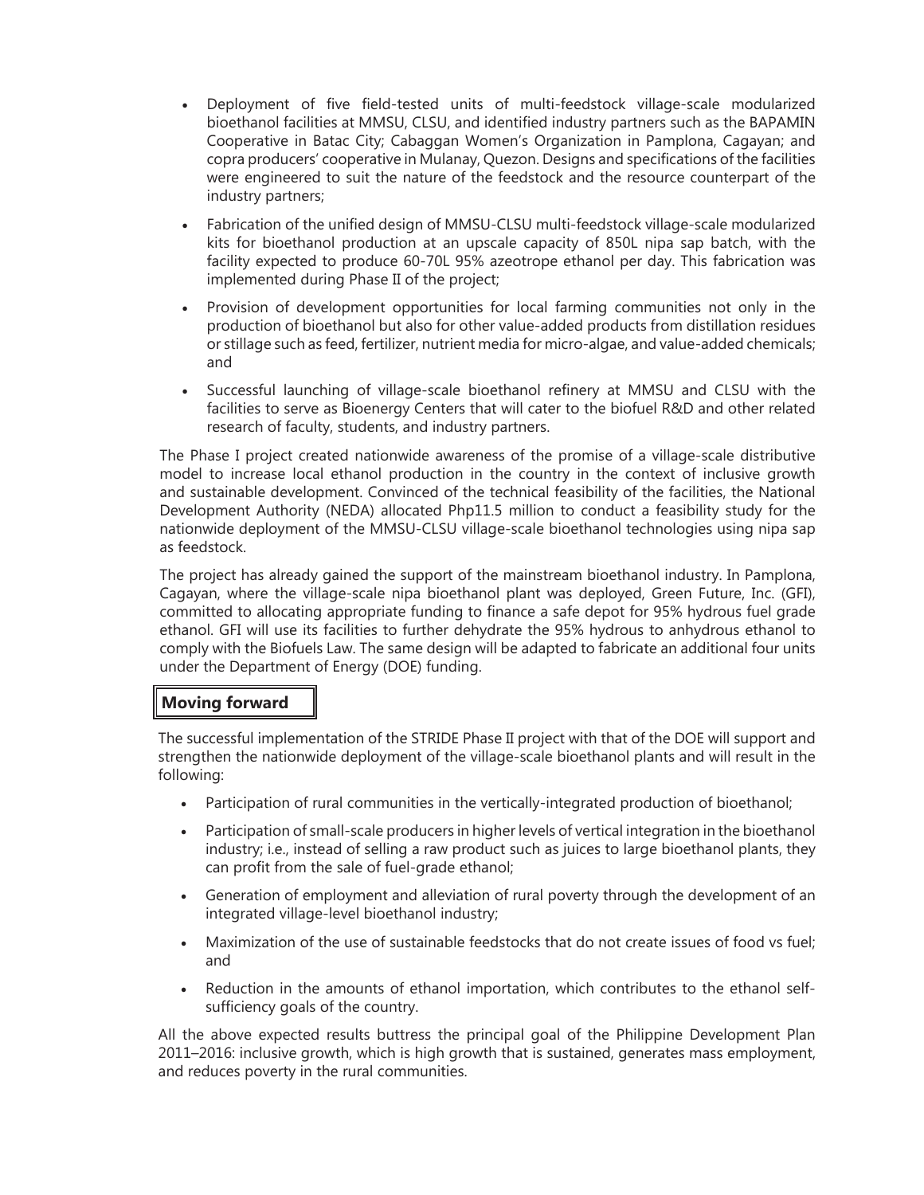- Deployment of five field-tested units of multi-feedstock village-scale modularized bioethanol facilities at MMSU, CLSU, and identified industry partners such as the BAPAMIN Cooperative in Batac City; Cabaggan Women's Organization in Pamplona, Cagayan; and copra producers' cooperative in Mulanay, Quezon. Designs and specifications of the facilities were engineered to suit the nature of the feedstock and the resource counterpart of the industry partners;

- Fabrication of the unified design of MMSU-CLSU multi-feedstock village-scale modularized kits for bioethanol production at an upscale capacity of 850L nipa sap batch, with the facility expected to produce 60-70L 95% azeotrope ethanol per day. This fabrication was implemented during Phase II of the project;

- Provision of development opportunities for local farming communities not only in the production of bioethanol but also for other value-added products from distillation residues or stillage such as feed, fertilizer, nutrient media for micro-algae, and value-added chemicals; and

- Successful launching of village-scale bioethanol refinery at MMSU and CLSU with the facilities to serve as Bioenergy Centers that will cater to the biofuel R&D and other related research of faculty, students, and industry partners.

The Phase I project created nationwide awareness of the promise of a village-scale distributive model to increase local ethanol production in the country in the context of inclusive growth and sustainable development. Convinced of the technical feasibility of the facilities, the National Development Authority (NEDA) allocated Php11.5 million to conduct a feasibility study for the nationwide deployment of the MMSU-CLSU village-scale bioethanol technologies using nipa sap as feedstock.

The project has already gained the support of the mainstream bioethanol industry. In Pamplona, Cagayan, where the village-scale nipa bioethanol plant was deployed, Green Future, Inc. (GFI), committed to allocating appropriate funding to finance a safe depot for 95% hydrous fuel grade ethanol. GFI will use its facilities to further dehydrate the 95% hydrous to anhydrous ethanol to comply with the Biofuels Law. The same design will be adapted to fabricate an additional four units under the Department of Energy (DOE) funding.

## Moving forward

The successful implementation of the STRIDE Phase II project with that of the DOE will support and strengthen the nationwide deployment of the village-scale bioethanol plants and will result in the following:

- Participation of rural communities in the vertically-integrated production of bioethanol;

- Participation of small-scale producers in higher levels of vertical integration in the bioethanol industry; i.e., instead of selling a raw product such as juices to large bioethanol plants, they can profit from the sale of fuel-grade ethanol;

- Generation of employment and alleviation of rural poverty through the development of an integrated village-level bioethanol industry;

- Maximization of the use of sustainable feedstocks that do not create issues of food vs fuel; and

- Reduction in the amounts of ethanol importation, which contributes to the ethanol self-sufficiency goals of the country.

All the above expected results buttress the principal goal of the Philippine Development Plan 2011–2016: inclusive growth, which is high growth that is sustained, generates mass employment, and reduces poverty in the rural communities.